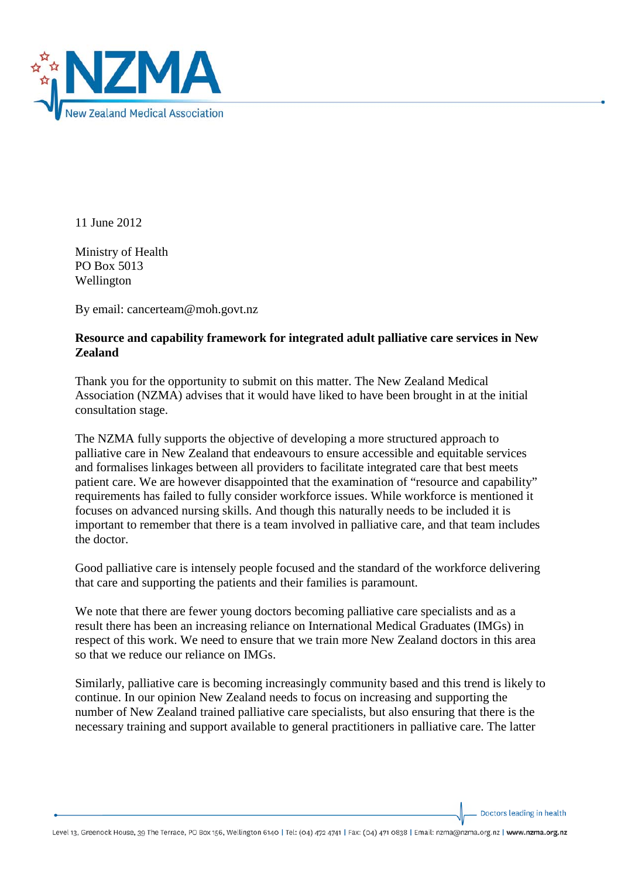11 June 2012

Ministry of Health
PO Box 5013
Wellington

By email: cancerteam@moh.govt.nz

**Resource and capability framework for integrated adult palliative care services in New Zealand**

Thank you for the opportunity to submit on this matter. The New Zealand Medical Association (NZMA) advises that it would have liked to have been brought in at the initial consultation stage.

The NZMA fully supports the objective of developing a more structured approach to palliative care in New Zealand that endeavours to ensure accessible and equitable services and formalises linkages between all providers to facilitate integrated care that best meets patient care. We are however disappointed that the examination of "resource and capability" requirements has failed to fully consider workforce issues. While workforce is mentioned it focuses on advanced nursing skills. And though this naturally needs to be included it is important to remember that there is a team involved in palliative care, and that team includes the doctor.

Good palliative care is intensely people focused and the standard of the workforce delivering that care and supporting the patients and their families is paramount.

We note that there are fewer young doctors becoming palliative care specialists and as a result there has been an increasing reliance on International Medical Graduates (IMGs) in respect of this work. We need to ensure that we train more New Zealand doctors in this area so that we reduce our reliance on IMGs.

Similarly, palliative care is becoming increasingly community based and this trend is likely to continue. In our opinion New Zealand needs to focus on increasing and supporting the number of New Zealand trained palliative care specialists, but also ensuring that there is the necessary training and support available to general practitioners in palliative care. The latter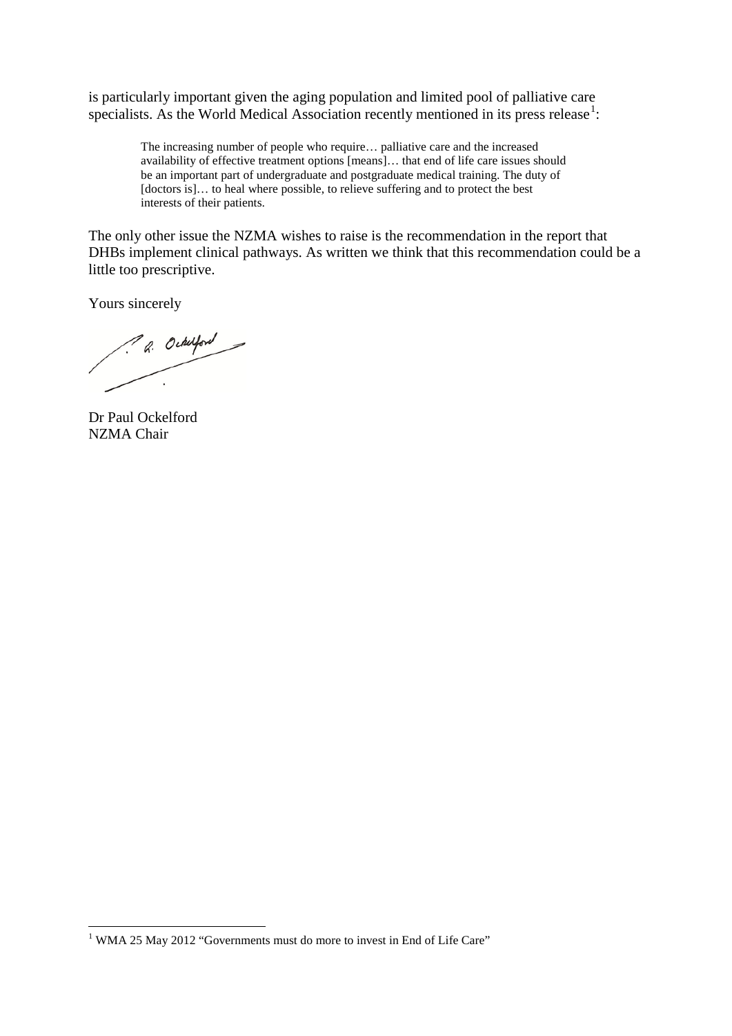is particularly important given the aging population and limited pool of palliative care specialists. As the World Medical Association recently mentioned in its press release[1]:

> The increasing number of people who require… palliative care and the increased availability of effective treatment options [means]… that end of life care issues should be an important part of undergraduate and postgraduate medical training. The duty of [doctors is]… to heal where possible, to relieve suffering and to protect the best interests of their patients.

The only other issue the NZMA wishes to raise is the recommendation in the report that DHBs implement clinical pathways. As written we think that this recommendation could be a little too prescriptive.

Yours sincerely

Dr Paul Ockelford
NZMA Chair

[1] WMA 25 May 2012 "Governments must do more to invest in End of Life Care"